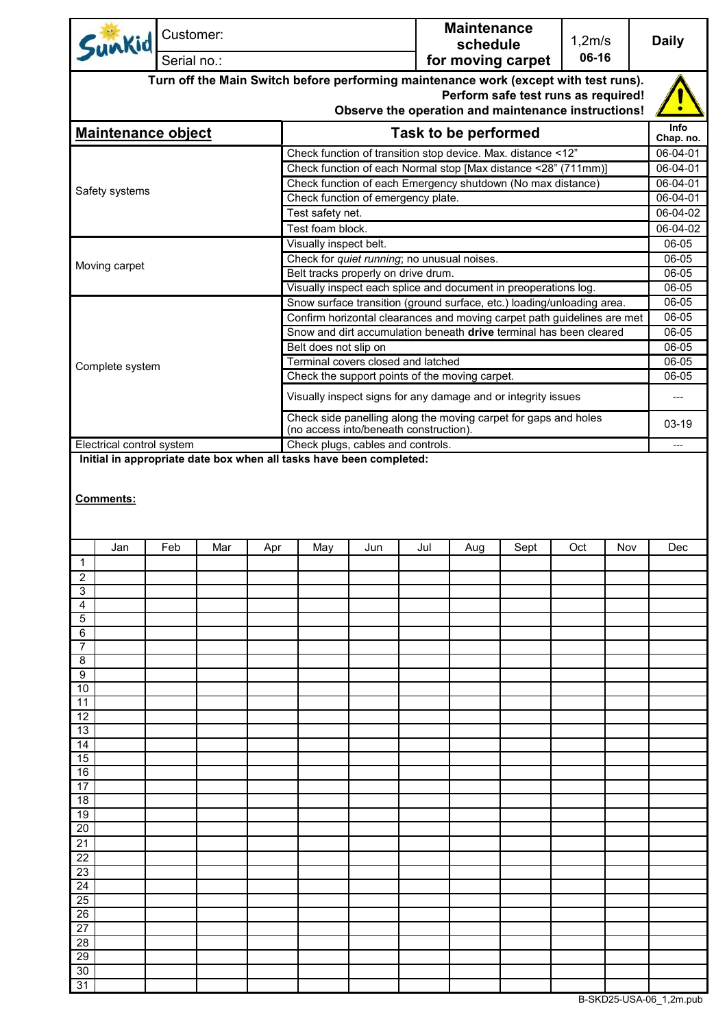| Sunkid | Customer: | Maintenance schedule for moving carpet | 1,2m/s | Daily |
|---|---|---|---|---|
| | Serial no.: | | **06-16** | |

**Turn off the Main Switch before performing maintenance work (except with test runs).**
**Perform safe test runs as required!**
**Observe the operation and maintenance instructions!**

| Maintenance object | Task to be performed | Info Chap. no. |
|---|---|---|
| Safety systems | Check function of transition stop device. Max. distance <12" | 06-04-01 |
| | Check function of each Normal stop [Max distance <28" (711mm)] | 06-04-01 |
| | Check function of each Emergency shutdown (No max distance) | 06-04-01 |
| | Check function of emergency plate. | 06-04-01 |
| | Test safety net. | 06-04-02 |
| | Test foam block. | 06-04-02 |
| Moving carpet | Visually inspect belt. | 06-05 |
| | Check for *quiet running*; no unusual noises. | 06-05 |
| | Belt tracks properly on drive drum. | 06-05 |
| | Visually inspect each splice and document in preoperations log. | 06-05 |
| Complete system | Snow surface transition (ground surface, etc.) loading/unloading area. | 06-05 |
| | Confirm horizontal clearances and moving carpet path guidelines are met | 06-05 |
| | Snow and dirt accumulation beneath **drive** terminal has been cleared | 06-05 |
| | Belt does not slip on | 06-05 |
| | Terminal covers closed and latched | 06-05 |
| | Check the support points of the moving carpet. | 06-05 |
| | Visually inspect signs for any damage and or integrity issues | --- |
| | Check side panelling along the moving carpet for gaps and holes (no access into/beneath construction). | 03-19 |
| Electrical control system | Check plugs, cables and controls. | --- |

**Initial in appropriate date box when all tasks have been completed:**

**Comments:**

| | Jan | Feb | Mar | Apr | May | Jun | Jul | Aug | Sept | Oct | Nov | Dec |
|---|---|---|---|---|---|---|---|---|---|---|---|---|
| 1 | | | | | | | | | | | | |
| 2 | | | | | | | | | | | | |
| 3 | | | | | | | | | | | | |
| 4 | | | | | | | | | | | | |
| 5 | | | | | | | | | | | | |
| 6 | | | | | | | | | | | | |
| 7 | | | | | | | | | | | | |
| 8 | | | | | | | | | | | | |
| 9 | | | | | | | | | | | | |
| 10 | | | | | | | | | | | | |
| 11 | | | | | | | | | | | | |
| 12 | | | | | | | | | | | | |
| 13 | | | | | | | | | | | | |
| 14 | | | | | | | | | | | | |
| 15 | | | | | | | | | | | | |
| 16 | | | | | | | | | | | | |
| 17 | | | | | | | | | | | | |
| 18 | | | | | | | | | | | | |
| 19 | | | | | | | | | | | | |
| 20 | | | | | | | | | | | | |
| 21 | | | | | | | | | | | | |
| 22 | | | | | | | | | | | | |
| 23 | | | | | | | | | | | | |
| 24 | | | | | | | | | | | | |
| 25 | | | | | | | | | | | | |
| 26 | | | | | | | | | | | | |
| 27 | | | | | | | | | | | | |
| 28 | | | | | | | | | | | | |
| 29 | | | | | | | | | | | | |
| 30 | | | | | | | | | | | | |
| 31 | | | | | | | | | | | | |

B-SKD25-USA-06_1,2m.pub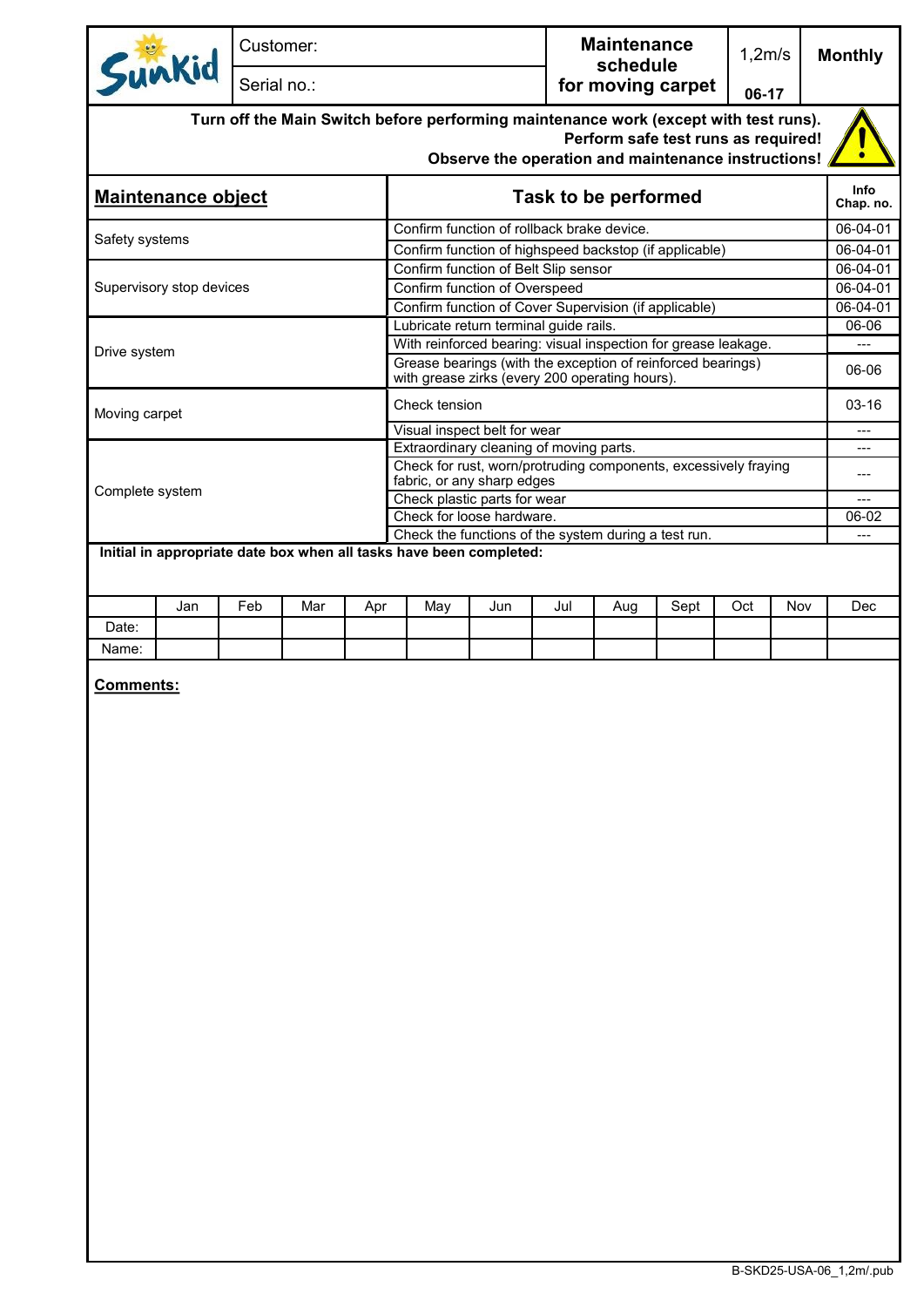| Sunkid | Customer: | Maintenance schedule for moving carpet | 1,2m/s | Monthly |
|---|---|---|---|---|
| | Serial no.: | | 06-17 | |

**Turn off the Main Switch before performing maintenance work (except with test runs).**
**Perform safe test runs as required!**
**Observe the operation and maintenance instructions!**

| Maintenance object | Task to be performed | Info Chap. no. |
|---|---|---|
| Safety systems | Confirm function of rollback brake device. | 06-04-01 |
| | Confirm function of highspeed backstop (if applicable) | 06-04-01 |
| Supervisory stop devices | Confirm function of Belt Slip sensor | 06-04-01 |
| | Confirm function of Overspeed | 06-04-01 |
| | Confirm function of Cover Supervision (if applicable) | 06-04-01 |
| Drive system | Lubricate return terminal guide rails. | 06-06 |
| | With reinforced bearing: visual inspection for grease leakage. | --- |
| | Grease bearings (with the exception of reinforced bearings) with grease zirks (every 200 operating hours). | 06-06 |
| Moving carpet | Check tension | 03-16 |
| | Visual inspect belt for wear | --- |
| Complete system | Extraordinary cleaning of moving parts. | --- |
| | Check for rust, worn/protruding components, excessively fraying fabric, or any sharp edges | --- |
| | Check plastic parts for wear | --- |
| | Check for loose hardware. | 06-02 |
| | Check the functions of the system during a test run. | --- |

**Initial in appropriate date box when all tasks have been completed:**

| | Jan | Feb | Mar | Apr | May | Jun | Jul | Aug | Sept | Oct | Nov | Dec |
|---|---|---|---|---|---|---|---|---|---|---|---|---|
| Date: | | | | | | | | | | | | |
| Name: | | | | | | | | | | | | |

**Comments:**

B-SKD25-USA-06_1,2m/.pub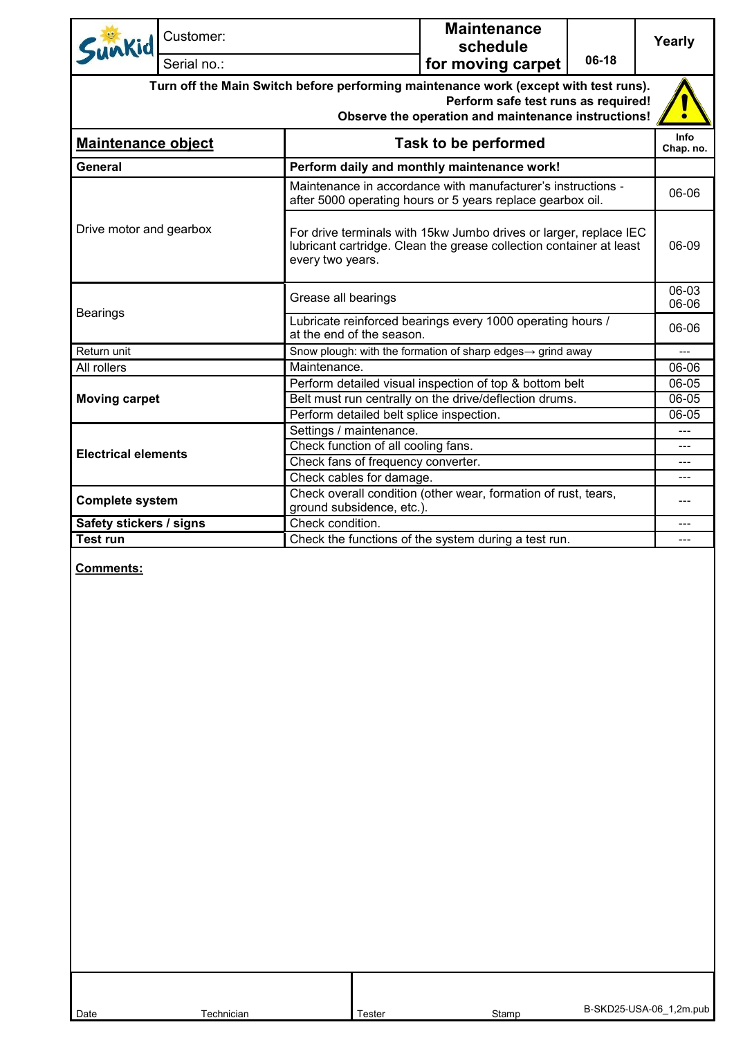| SunKid | Customer: | Maintenance schedule for moving carpet | 06-18 | Yearly |
|---|---|---|---|---|
| | Serial no.: | | | |

**Turn off the Main Switch before performing maintenance work (except with test runs).**
**Perform safe test runs as required!**
**Observe the operation and maintenance instructions!**

| Maintenance object | Task to be performed | Info Chap. no. |
|---|---|---|
| **General** | **Perform daily and monthly maintenance work!** | |
| Drive motor and gearbox | Maintenance in accordance with manufacturer's instructions - after 5000 operating hours or 5 years replace gearbox oil. | 06-06 |
| | For drive terminals with 15kw Jumbo drives or larger, replace IEC lubricant cartridge. Clean the grease collection container at least every two years. | 06-09 |
| Bearings | Grease all bearings | 06-03<br>06-06 |
| | Lubricate reinforced bearings every 1000 operating hours / at the end of the season. | 06-06 |
| Return unit | Snow plough: with the formation of sharp edges→ grind away | --- |
| All rollers | Maintenance. | 06-06 |
| **Moving carpet** | Perform detailed visual inspection of top & bottom belt | 06-05 |
| | Belt must run centrally on the drive/deflection drums. | 06-05 |
| | Perform detailed belt splice inspection. | 06-05 |
| **Electrical elements** | Settings / maintenance. | --- |
| | Check function of all cooling fans. | --- |
| | Check fans of frequency converter. | --- |
| | Check cables for damage. | --- |
| **Complete system** | Check overall condition (other wear, formation of rust, tears, ground subsidence, etc.). | --- |
| **Safety stickers / signs** | Check condition. | --- |
| **Test run** | Check the functions of the system during a test run. | --- |

**Comments:**

| Date | Technician | Tester | Stamp |
|---|---|---|---|
| | | | |

B-SKD25-USA-06_1,2m.pub